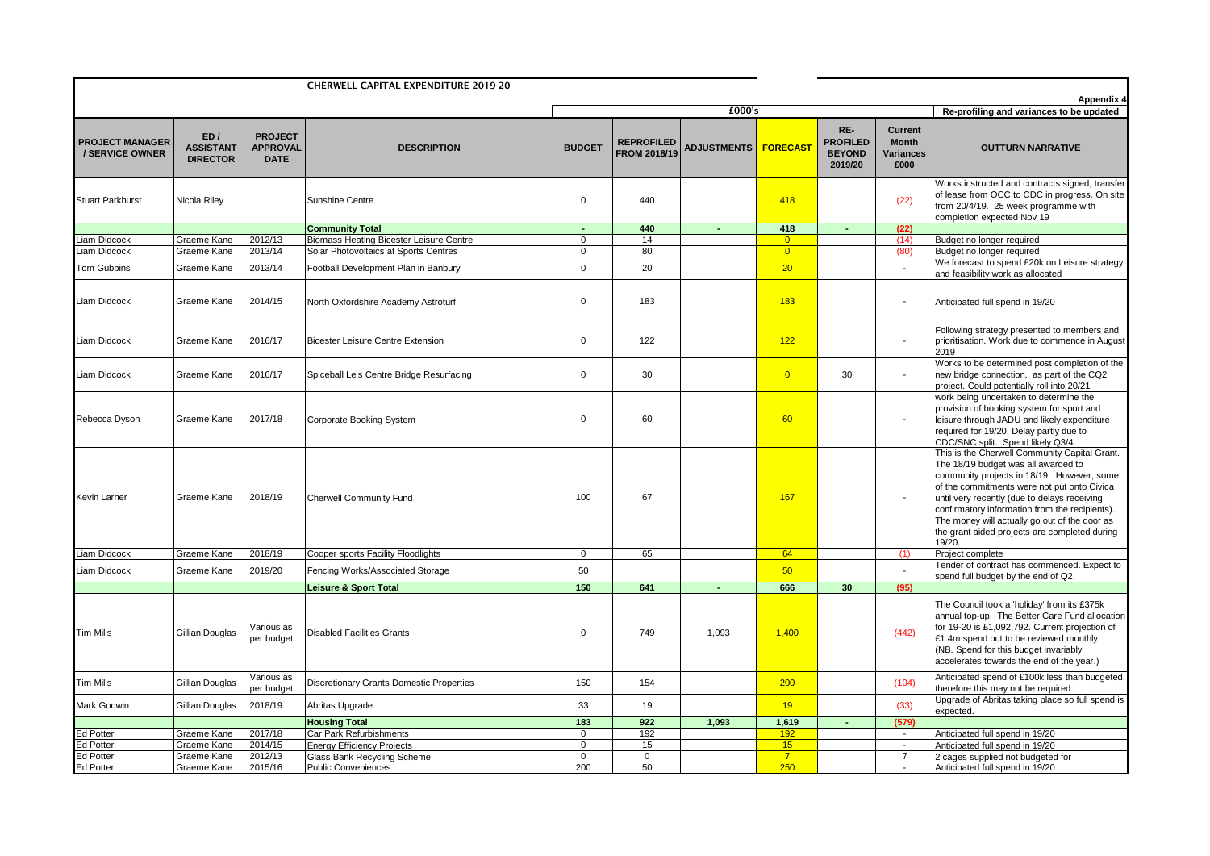# CHERWELL CAPITAL EXPENDITURE 2019-20

**Appendix 4**

| PROJECT MANAGER / SERVICE OWNER | ED / ASSISTANT DIRECTOR | PROJECT APPROVAL DATE | DESCRIPTION | BUDGET | REPROFILED FROM 2018/19 | ADJUSTMENTS | FORECAST | RE-PROFILED BEYOND 2019/20 | Current Month Variances £000 | OUTTURN NARRATIVE |
|---|---|---|---|---|---|---|---|---|---|---|
| | | | | £000's | | | | | | Re-profiling and variances to be updated |
| Stuart Parkhurst | Nicola Riley | | Sunshine Centre | 0 | 440 | | 418 | | (22) | Works instructed and contracts signed, transfer of lease from OCC to CDC in progress. On site from 20/4/19. 25 week programme with completion expected Nov 19 |
| | | | **Community Total** | **-** | **440** | **-** | **418** | **-** | **(22)** | |
| Liam Didcock | Graeme Kane | 2012/13 | Biomass Heating Bicester Leisure Centre | 0 | 14 | | 0 | | (14) | Budget no longer required |
| Liam Didcock | Graeme Kane | 2013/14 | Solar Photovoltaics at Sports Centres | 0 | 80 | | 0 | | (80) | Budget no longer required |
| Tom Gubbins | Graeme Kane | 2013/14 | Football Development Plan in Banbury | 0 | 20 | | 20 | | - | We forecast to spend £20k on Leisure strategy and feasibility work as allocated |
| Liam Didcock | Graeme Kane | 2014/15 | North Oxfordshire Academy Astroturf | 0 | 183 | | 183 | | - | Anticipated full spend in 19/20 |
| Liam Didcock | Graeme Kane | 2016/17 | Bicester Leisure Centre Extension | 0 | 122 | | 122 | | - | Following strategy presented to members and prioritisation. Work due to commence in August 2019 |
| Liam Didcock | Graeme Kane | 2016/17 | Spiceball Leis Centre Bridge Resurfacing | 0 | 30 | | 0 | 30 | - | Works to be determined post completion of the new bridge connection, as part of the CQ2 project. Could potentially roll into 20/21 |
| Rebecca Dyson | Graeme Kane | 2017/18 | Corporate Booking System | 0 | 60 | | 60 | | - | work being undertaken to determine the provision of booking system for sport and leisure through JADU and likely expenditure required for 19/20. Delay partly due to CDC/SNC split. Spend likely Q3/4. |
| Kevin Larner | Graeme Kane | 2018/19 | Cherwell Community Fund | 100 | 67 | | 167 | | - | This is the Cherwell Community Capital Grant. The 18/19 budget was all awarded to community projects in 18/19. However, some of the commitments were not put onto Civica until very recently (due to delays receiving confirmatory information from the recipients). The money will actually go out of the door as the grant aided projects are completed during 19/20. |
| Liam Didcock | Graeme Kane | 2018/19 | Cooper sports Facility Floodlights | 0 | 65 | | 64 | | (1) | Project complete |
| Liam Didcock | Graeme Kane | 2019/20 | Fencing Works/Associated Storage | 50 | | | 50 | | - | Tender of contract has commenced. Expect to spend full budget by the end of Q2 |
| | | | **Leisure & Sport Total** | **150** | **641** | **-** | **666** | **30** | **(95)** | |
| Tim Mills | Gillian Douglas | Various as per budget | Disabled Facilities Grants | 0 | 749 | 1,093 | 1,400 | | (442) | The Council took a 'holiday' from its £375k annual top-up. The Better Care Fund allocation for 19-20 is £1,092,792. Current projection of £1.4m spend but to be reviewed monthly (NB. Spend for this budget invariably accelerates towards the end of the year.) |
| Tim Mills | Gillian Douglas | Various as per budget | Discretionary Grants Domestic Properties | 150 | 154 | | 200 | | (104) | Anticipated spend of £100k less than budgeted, therefore this may not be required. |
| Mark Godwin | Gillian Douglas | 2018/19 | Abritas Upgrade | 33 | 19 | | 19 | | (33) | Upgrade of Abritas taking place so full spend is expected. |
| | | | **Housing Total** | **183** | **922** | **1,093** | **1,619** | **-** | **(579)** | |
| Ed Potter | Graeme Kane | 2017/18 | Car Park Refurbishments | 0 | 192 | | 192 | | - | Anticipated full spend in 19/20 |
| Ed Potter | Graeme Kane | 2014/15 | Energy Efficiency Projects | 0 | 15 | | 15 | | - | Anticipated full spend in 19/20 |
| Ed Potter | Graeme Kane | 2012/13 | Glass Bank Recycling Scheme | 0 | 0 | | 7 | | 7 | 2 cages supplied not budgeted for |
| Ed Potter | Graeme Kane | 2015/16 | Public Conveniences | 200 | 50 | | 250 | | - | Anticipated full spend in 19/20 |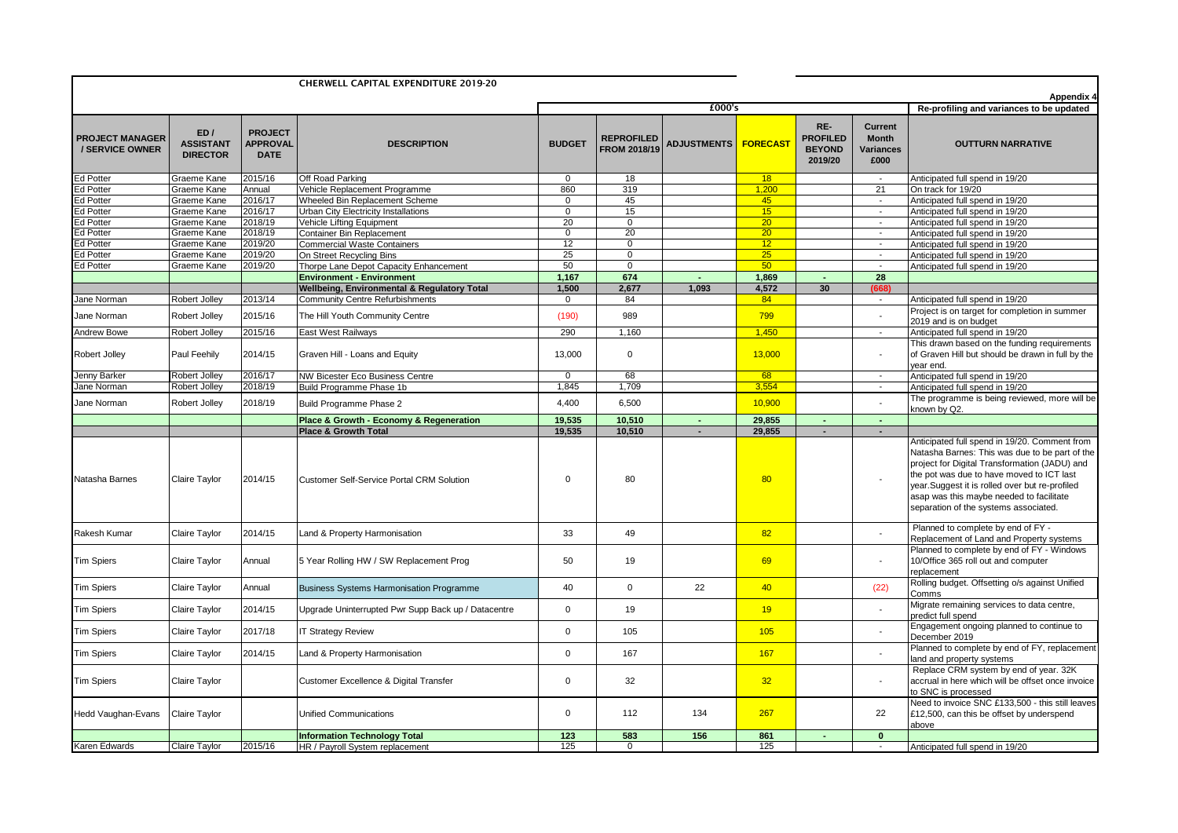# CHERWELL CAPITAL EXPENDITURE 2019-20

**Appendix 4**

| | | | | £000's | | | | | | Re-profiling and variances to be updated |
|---|---|---|---|---|---|---|---|---|---|---|
| **PROJECT MANAGER / SERVICE OWNER** | **ED / ASSISTANT DIRECTOR** | **PROJECT APPROVAL DATE** | **DESCRIPTION** | **BUDGET** | **REPROFILED FROM 2018/19** | **ADJUSTMENTS** | **FORECAST** | **RE-PROFILED BEYOND 2019/20** | **Current Month Variances £000** | **OUTTURN NARRATIVE** |
| Ed Potter | Graeme Kane | 2015/16 | Off Road Parking | 0 | 18 | | 18 | | - | Anticipated full spend in 19/20 |
| Ed Potter | Graeme Kane | Annual | Vehicle Replacement Programme | 860 | 319 | | 1,200 | | 21 | On track for 19/20 |
| Ed Potter | Graeme Kane | 2016/17 | Wheeled Bin Replacement Scheme | 0 | 45 | | 45 | | - | Anticipated full spend in 19/20 |
| Ed Potter | Graeme Kane | 2016/17 | Urban City Electricity Installations | 0 | 15 | | 15 | | - | Anticipated full spend in 19/20 |
| Ed Potter | Graeme Kane | 2018/19 | Vehicle Lifting Equipment | 20 | 0 | | 20 | | - | Anticipated full spend in 19/20 |
| Ed Potter | Graeme Kane | 2018/19 | Container Bin Replacement | 0 | 20 | | 20 | | - | Anticipated full spend in 19/20 |
| Ed Potter | Graeme Kane | 2019/20 | Commercial Waste Containers | 12 | 0 | | 12 | | - | Anticipated full spend in 19/20 |
| Ed Potter | Graeme Kane | 2019/20 | On Street Recycling Bins | 25 | 0 | | 25 | | - | Anticipated full spend in 19/20 |
| Ed Potter | Graeme Kane | 2019/20 | Thorpe Lane Depot Capacity Enhancement | 50 | 0 | | 50 | | - | Anticipated full spend in 19/20 |
| | | | **Environment - Environment** | **1,167** | **674** | **-** | **1,869** | **-** | **28** | |
| | | | **Wellbeing, Environmental & Regulatory Total** | **1,500** | **2,677** | **1,093** | **4,572** | **30** | **(668)** | |
| Jane Norman | Robert Jolley | 2013/14 | Community Centre Refurbishments | 0 | 84 | | 84 | | - | Anticipated full spend in 19/20 |
| Jane Norman | Robert Jolley | 2015/16 | The Hill Youth Community Centre | (190) | 989 | | 799 | | - | Project is on target for completion in summer 2019 and is on budget |
| Andrew Bowe | Robert Jolley | 2015/16 | East West Railways | 290 | 1,160 | | 1,450 | | - | Anticipated full spend in 19/20 |
| Robert Jolley | Paul Feehily | 2014/15 | Graven Hill - Loans and Equity | 13,000 | 0 | | 13,000 | | - | This drawn based on the funding requirements of Graven Hill but should be drawn in full by the year end. |
| Jenny Barker | Robert Jolley | 2016/17 | NW Bicester Eco Business Centre | 0 | 68 | | 68 | | - | Anticipated full spend in 19/20 |
| Jane Norman | Robert Jolley | 2018/19 | Build Programme Phase 1b | 1,845 | 1,709 | | 3,554 | | - | Anticipated full spend in 19/20 |
| Jane Norman | Robert Jolley | 2018/19 | Build Programme Phase 2 | 4,400 | 6,500 | | 10,900 | | - | The programme is being reviewed, more will be known by Q2. |
| | | | **Place & Growth - Economy & Regeneration** | **19,535** | **10,510** | **-** | **29,855** | **-** | **-** | |
| | | | **Place & Growth Total** | **19,535** | **10,510** | **-** | **29,855** | **-** | **-** | |
| Natasha Barnes | Claire Taylor | 2014/15 | Customer Self-Service Portal CRM Solution | 0 | 80 | | 80 | | - | Anticipated full spend in 19/20. Comment from Natasha Barnes: This was due to be part of the project for Digital Transformation (JADU) and the pot was due to have moved to ICT last year.Suggest it is rolled over but re-profiled asap was this maybe needed to facilitate separation of the systems associated. |
| Rakesh Kumar | Claire Taylor | 2014/15 | Land & Property Harmonisation | 33 | 49 | | 82 | | - | Planned to complete by end of FY - Replacement of Land and Property systems |
| Tim Spiers | Claire Taylor | Annual | 5 Year Rolling HW / SW Replacement Prog | 50 | 19 | | 69 | | - | Planned to complete by end of FY - Windows 10/Office 365 roll out and computer replacement |
| Tim Spiers | Claire Taylor | Annual | Business Systems Harmonisation Programme | 40 | 0 | 22 | 40 | | (22) | Rolling budget. Offsetting o/s against Unified Comms |
| Tim Spiers | Claire Taylor | 2014/15 | Upgrade Uninterrupted Pwr Supp Back up / Datacentre | 0 | 19 | | 19 | | - | Migrate remaining services to data centre, predict full spend |
| Tim Spiers | Claire Taylor | 2017/18 | IT Strategy Review | 0 | 105 | | 105 | | - | Engagement ongoing planned to continue to December 2019 |
| Tim Spiers | Claire Taylor | 2014/15 | Land & Property Harmonisation | 0 | 167 | | 167 | | - | Planned to complete by end of FY, replacement land and property systems |
| Tim Spiers | Claire Taylor | | Customer Excellence & Digital Transfer | 0 | 32 | | 32 | | - | Replace CRM system by end of year. 32K accrual in here which will be offset once invoice to SNC is processed |
| Hedd Vaughan-Evans | Claire Taylor | | Unified Communications | 0 | 112 | 134 | 267 | | 22 | Need to invoice SNC £133,500 - this still leaves £12,500, can this be offset by underspend above |
| | | | **Information Technology Total** | **123** | **583** | **156** | **861** | **-** | **0** | |
| Karen Edwards | Claire Taylor | 2015/16 | HR / Payroll System replacement | 125 | 0 | | 125 | | - | Anticipated full spend in 19/20 |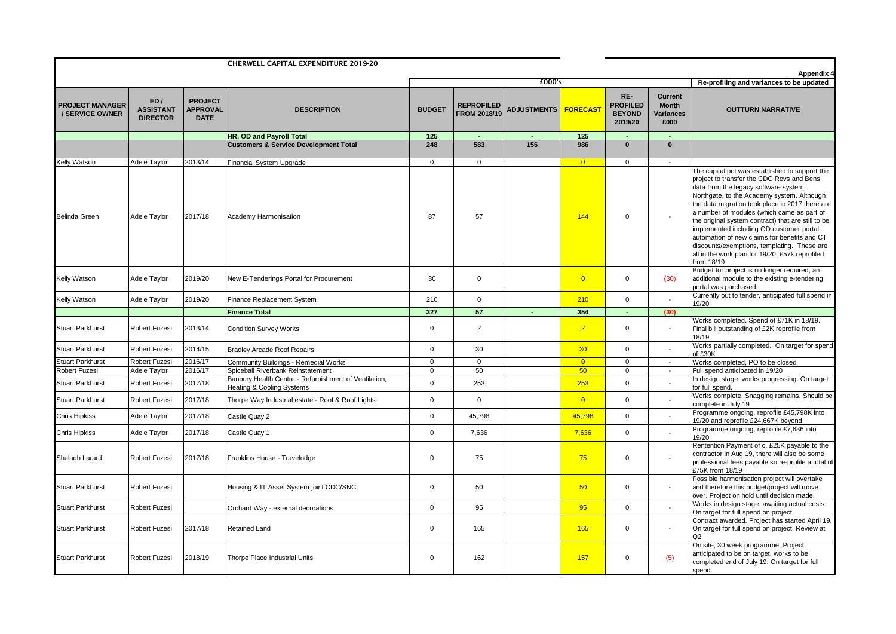# CHERWELL CAPITAL EXPENDITURE 2019-20

**Appendix 4**

| | | | | £000's | | | | | | Re-profiling and variances to be updated |
|---|---|---|---|---|---|---|---|---|---|---|
| **PROJECT MANAGER / SERVICE OWNER** | **ED / ASSISTANT DIRECTOR** | **PROJECT APPROVAL DATE** | **DESCRIPTION** | **BUDGET** | **REPROFILED FROM 2018/19** | **ADJUSTMENTS** | **FORECAST** | **RE-PROFILED BEYOND 2019/20** | **Current Month Variances £000** | **OUTTURN NARRATIVE** |
| | | | **HR, OD and Payroll Total** | **125** | **-** | **-** | **125** | **-** | **-** | |
| | | | **Customers & Service Development Total** | **248** | **583** | **156** | **986** | **0** | **0** | |
| Kelly Watson | Adele Taylor | 2013/14 | Financial System Upgrade | 0 | 0 | | 0 | 0 | - | |
| Belinda Green | Adele Taylor | 2017/18 | Academy Harmonisation | 87 | 57 | | 144 | 0 | - | The capital pot was established to support the project to transfer the CDC Revs and Bens data from the legacy software system, Northgate, to the Academy system. Although the data migration took place in 2017 there are a number of modules (which came as part of the original system contract) that are still to be implemented including OD customer portal, automation of new claims for benefits and CT discounts/exemptions, templating. These are all in the work plan for 19/20. £57k reprofiled from 18/19 |
| Kelly Watson | Adele Taylor | 2019/20 | New E-Tenderings Portal for Procurement | 30 | 0 | | 0 | 0 | (30) | Budget for project is no longer required, an additional module to the existing e-tendering portal was purchased. |
| Kelly Watson | Adele Taylor | 2019/20 | Finance Replacement System | 210 | 0 | | 210 | 0 | - | Currently out to tender, anticipated full spend in 19/20 |
| | | | **Finance Total** | **327** | **57** | **-** | **354** | **-** | **(30)** | |
| Stuart Parkhurst | Robert Fuzesi | 2013/14 | Condition Survey Works | 0 | 2 | | 2 | 0 | - | Works completed. Spend of £71K in 18/19. Final bill outstanding of £2K reprofile from 18/19 |
| Stuart Parkhurst | Robert Fuzesi | 2014/15 | Bradley Arcade Roof Repairs | 0 | 30 | | 30 | 0 | - | Works partially completed. On target for spend of £30K |
| Stuart Parkhurst | Robert Fuzesi | 2016/17 | Community Buildings - Remedial Works | 0 | 0 | | 0 | 0 | - | Works completed, PO to be closed |
| Robert Fuzesi | Adele Taylor | 2016/17 | Spiceball Riverbank Reinstatement | 0 | 50 | | 50 | 0 | - | Full spend anticipated in 19/20 |
| Stuart Parkhurst | Robert Fuzesi | 2017/18 | Banbury Health Centre - Refurbishment of Ventilation, Heating & Cooling Systems | 0 | 253 | | 253 | 0 | - | In design stage, works progressing. On target for full spend. |
| Stuart Parkhurst | Robert Fuzesi | 2017/18 | Thorpe Way Industrial estate - Roof & Roof Lights | 0 | 0 | | 0 | 0 | - | Works complete. Snagging remains. Should be complete in July 19 |
| Chris Hipkiss | Adele Taylor | 2017/18 | Castle Quay 2 | 0 | 45,798 | | 45,798 | 0 | - | Programme ongoing, reprofile £45,798K into 19/20 and reprofile £24,667K beyond |
| Chris Hipkiss | Adele Taylor | 2017/18 | Castle Quay 1 | 0 | 7,636 | | 7,636 | 0 | - | Programme ongoing, reprofile £7,636 into 19/20 |
| Shelagh Larard | Robert Fuzesi | 2017/18 | Franklins House - Travelodge | 0 | 75 | | 75 | 0 | - | Rentention Payment of c. £25K payable to the contractor in Aug 19, there will also be some professional fees payable so re-profile a total of £75K from 18/19 |
| Stuart Parkhurst | Robert Fuzesi | | Housing & IT Asset System joint CDC/SNC | 0 | 50 | | 50 | 0 | - | Possible harmonisation project will overtake and therefore this budget/project will move over. Project on hold until decision made. |
| Stuart Parkhurst | Robert Fuzesi | | Orchard Way - external decorations | 0 | 95 | | 95 | 0 | - | Works in design stage, awaiting actual costs. On target for full spend on project. |
| Stuart Parkhurst | Robert Fuzesi | 2017/18 | Retained Land | 0 | 165 | | 165 | 0 | - | Contract awarded. Project has started April 19. On target for full spend on project. Review at Q2 |
| Stuart Parkhurst | Robert Fuzesi | 2018/19 | Thorpe Place Industrial Units | 0 | 162 | | 157 | 0 | (5) | On site, 30 week programme. Project anticipated to be on target, works to be completed end of July 19. On target for full spend. |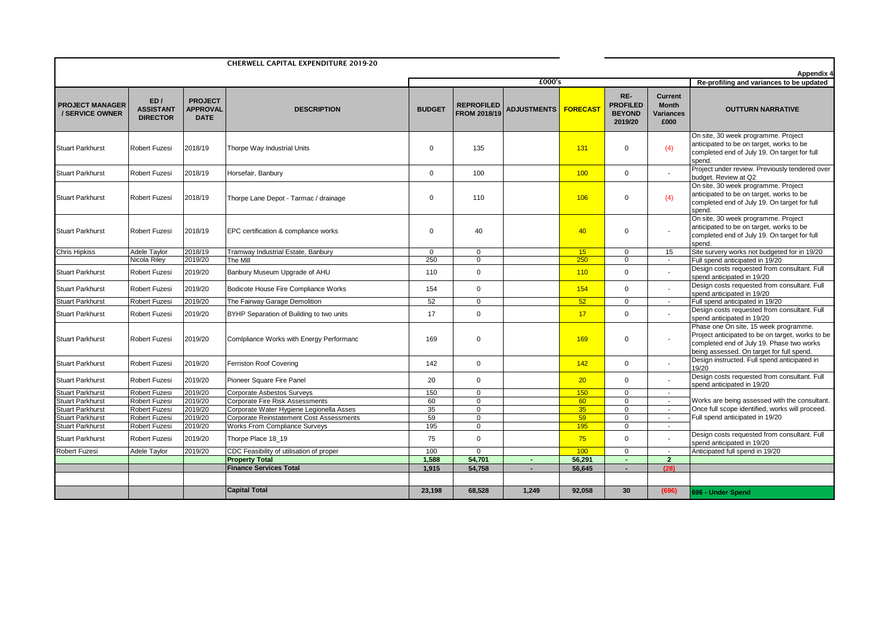# CHERWELL CAPITAL EXPENDITURE 2019-20

**Appendix 4**

| | | | | £000's | | | | | | Re-profiling and variances to be updated |
|---|---|---|---|---|---|---|---|---|---|---|
| **PROJECT MANAGER / SERVICE OWNER** | **ED / ASSISTANT DIRECTOR** | **PROJECT APPROVAL DATE** | **DESCRIPTION** | **BUDGET** | **REPROFILED FROM 2018/19** | **ADJUSTMENTS** | **FORECAST** | **RE-PROFILED BEYOND 2019/20** | **Current Month Variances £000** | **OUTTURN NARRATIVE** |
| Stuart Parkhurst | Robert Fuzesi | 2018/19 | Thorpe Way Industrial Units | 0 | 135 | | 131 | 0 | (4) | On site, 30 week programme. Project anticipated to be on target, works to be completed end of July 19. On target for full spend. |
| Stuart Parkhurst | Robert Fuzesi | 2018/19 | Horsefair, Banbury | 0 | 100 | | 100 | 0 | - | Project under review. Previously tendered over budget. Review at Q2 |
| Stuart Parkhurst | Robert Fuzesi | 2018/19 | Thorpe Lane Depot - Tarmac / drainage | 0 | 110 | | 106 | 0 | (4) | On site, 30 week programme. Project anticipated to be on target, works to be completed end of July 19. On target for full spend. |
| Stuart Parkhurst | Robert Fuzesi | 2018/19 | EPC certification & compliance works | 0 | 40 | | 40 | 0 | - | On site, 30 week programme. Project anticipated to be on target, works to be completed end of July 19. On target for full spend. |
| Chris Hipkiss | Adele Taylor | 2018/19 | Tramway Industrial Estate, Banbury | 0 | 0 | | 15 | 0 | 15 | Site survery works not budgeted for in 19/20 |
| | Nicola Riley | 2019/20 | The Mill | 250 | 0 | | 250 | 0 | - | Full spend anticipated in 19/20 |
| Stuart Parkhurst | Robert Fuzesi | 2019/20 | Banbury Museum Upgrade of AHU | 110 | 0 | | 110 | 0 | - | Design costs requested from consultant. Full spend anticipated in 19/20 |
| Stuart Parkhurst | Robert Fuzesi | 2019/20 | Bodicote House Fire Compliance Works | 154 | 0 | | 154 | 0 | - | Design costs requested from consultant. Full spend anticipated in 19/20 |
| Stuart Parkhurst | Robert Fuzesi | 2019/20 | The Fairway Garage Demolition | 52 | 0 | | 52 | 0 | - | Full spend anticipated in 19/20 |
| Stuart Parkhurst | Robert Fuzesi | 2019/20 | BYHP Separation of Building to two units | 17 | 0 | | 17 | 0 | - | Design costs requested from consultant. Full spend anticipated in 19/20 |
| Stuart Parkhurst | Robert Fuzesi | 2019/20 | Comlpliance Works with Energy Performanc | 169 | 0 | | 169 | 0 | - | Phase one On site, 15 week programme. Project anticipated to be on target, works to be completed end of July 19. Phase two works being assessed. On target for full spend. |
| Stuart Parkhurst | Robert Fuzesi | 2019/20 | Ferriston Roof Covering | 142 | 0 | | 142 | 0 | - | Design instructed. Full spend anticipated in 19/20 |
| Stuart Parkhurst | Robert Fuzesi | 2019/20 | Pioneer Square Fire Panel | 20 | 0 | | 20 | 0 | - | Design costs requested from consultant. Full spend anticipated in 19/20 |
| Stuart Parkhurst | Robert Fuzesi | 2019/20 | Corporate Asbestos Surveys | 150 | 0 | | 150 | 0 | - | Works are being assessed with the consultant. Once full scope identified, works will proceed. Full spend anticipated in 19/20 |
| Stuart Parkhurst | Robert Fuzesi | 2019/20 | Corporate Fire Risk Assessments | 60 | 0 | | 60 | 0 | - | |
| Stuart Parkhurst | Robert Fuzesi | 2019/20 | Corporate Water Hygiene Legionella Asses | 35 | 0 | | 35 | 0 | - | |
| Stuart Parkhurst | Robert Fuzesi | 2019/20 | Corporate Reinstatement Cost Assessments | 59 | 0 | | 59 | 0 | - | |
| Stuart Parkhurst | Robert Fuzesi | 2019/20 | Works From Compliance Surveys | 195 | 0 | | 195 | 0 | - | |
| Stuart Parkhurst | Robert Fuzesi | 2019/20 | Thorpe Place 18_19 | 75 | 0 | | 75 | 0 | - | Design costs requested from consultant. Full spend anticipated in 19/20 |
| Robert Fuzesi | Adele Taylor | 2019/20 | CDC Feasibility of utilisation of proper | 100 | 0 | | 100 | 0 | - | Anticipated full spend in 19/20 |
| | | | **Property Total** | **1,588** | **54,701** | **-** | **56,291** | **-** | **2** | |
| | | | **Finance Services Total** | **1,915** | **54,758** | **-** | **56,645** | **-** | **(28)** | |
| | | | | | | | | | | |
| | | | **Capital Total** | **23,198** | **68,528** | **1,249** | **92,058** | **30** | **(696)** | **696 - Under Spend** |